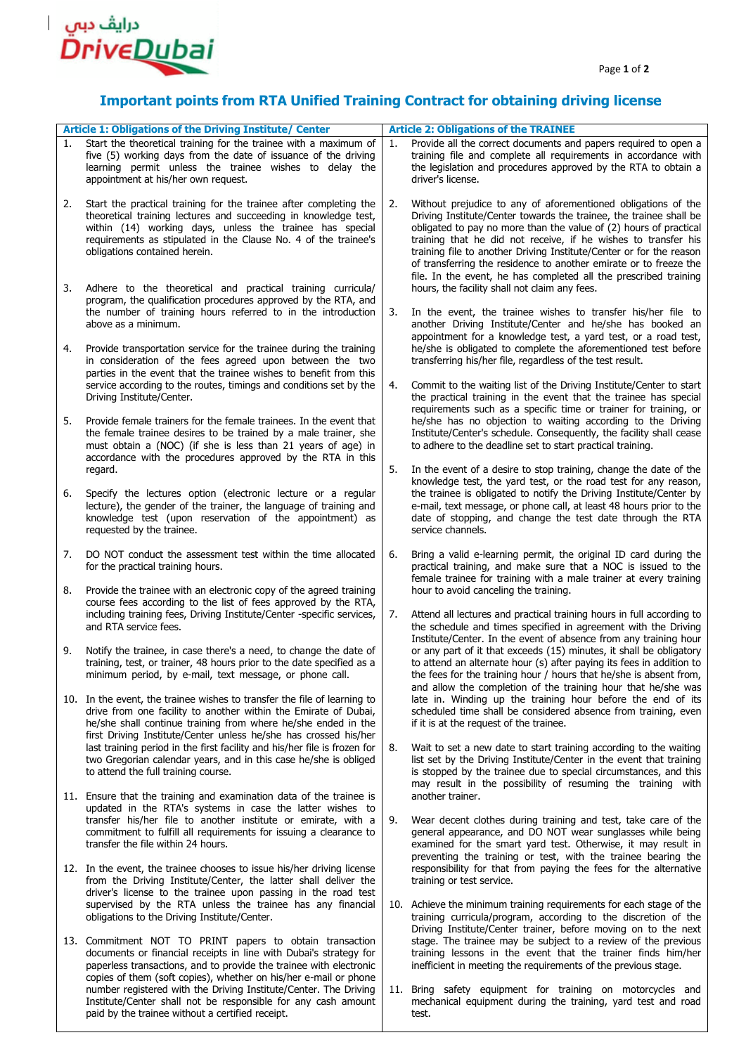درايف دبي DriveDubai

# Important points from RTA Unified Training Contract for obtaining driving license

## Article 1: Obligations of the Driving Institute/ Center

1. Start the theoretical training for the trainee with a maximum of five (5) working days from the date of issuance of the driving learning permit unless the trainee wishes to delay the appointment at his/her own request.

2. Start the practical training for the trainee after completing the theoretical training lectures and succeeding in knowledge test, within (14) working days, unless the trainee has special requirements as stipulated in the Clause No. 4 of the trainee's obligations contained herein.

3. Adhere to the theoretical and practical training curricula/ program, the qualification procedures approved by the RTA, and the number of training hours referred to in the introduction above as a minimum.

4. Provide transportation service for the trainee during the training in consideration of the fees agreed upon between the two parties in the event that the trainee wishes to benefit from this service according to the routes, timings and conditions set by the Driving Institute/Center.

5. Provide female trainers for the female trainees. In the event that the female trainee desires to be trained by a male trainer, she must obtain a (NOC) (if she is less than 21 years of age) in accordance with the procedures approved by the RTA in this regard.

6. Specify the lectures option (electronic lecture or a regular lecture), the gender of the trainer, the language of training and knowledge test (upon reservation of the appointment) as requested by the trainee.

7. DO NOT conduct the assessment test within the time allocated for the practical training hours.

8. Provide the trainee with an electronic copy of the agreed training course fees according to the list of fees approved by the RTA, including training fees, Driving Institute/Center -specific services, and RTA service fees.

9. Notify the trainee, in case there's a need, to change the date of training, test, or trainer, 48 hours prior to the date specified as a minimum period, by e-mail, text message, or phone call.

10. In the event, the trainee wishes to transfer the file of learning to drive from one facility to another within the Emirate of Dubai, he/she shall continue training from where he/she ended in the first Driving Institute/Center unless he/she has crossed his/her last training period in the first facility and his/her file is frozen for two Gregorian calendar years, and in this case he/she is obliged to attend the full training course.

11. Ensure that the training and examination data of the trainee is updated in the RTA's systems in case the latter wishes to transfer his/her file to another institute or emirate, with a commitment to fulfill all requirements for issuing a clearance to transfer the file within 24 hours.

12. In the event, the trainee chooses to issue his/her driving license from the Driving Institute/Center, the latter shall deliver the driver's license to the trainee upon passing in the road test supervised by the RTA unless the trainee has any financial obligations to the Driving Institute/Center.

13. Commitment NOT TO PRINT papers to obtain transaction documents or financial receipts in line with Dubai's strategy for paperless transactions, and to provide the trainee with electronic copies of them (soft copies), whether on his/her e-mail or phone number registered with the Driving Institute/Center. The Driving Institute/Center shall not be responsible for any cash amount paid by the trainee without a certified receipt.

## Article 2: Obligations of the TRAINEE

1. Provide all the correct documents and papers required to open a training file and complete all requirements in accordance with the legislation and procedures approved by the RTA to obtain a driver's license.

2. Without prejudice to any of aforementioned obligations of the Driving Institute/Center towards the trainee, the trainee shall be obligated to pay no more than the value of (2) hours of practical training that he did not receive, if he wishes to transfer his training file to another Driving Institute/Center or for the reason of transferring the residence to another emirate or to freeze the file. In the event, he has completed all the prescribed training hours, the facility shall not claim any fees.

3. In the event, the trainee wishes to transfer his/her file to another Driving Institute/Center and he/she has booked an appointment for a knowledge test, a yard test, or a road test, he/she is obligated to complete the aforementioned test before transferring his/her file, regardless of the test result.

4. Commit to the waiting list of the Driving Institute/Center to start the practical training in the event that the trainee has special requirements such as a specific time or trainer for training, or he/she has no objection to waiting according to the Driving Institute/Center's obligations. Consequently, the facility shall cease to adhere to the deadline set to start practical training.

5. In the event of a desire to stop training, change the date of the knowledge test, the yard test, or the road test for any reason, the trainee is obligated to notify the Driving Institute/Center by e-mail, text message, or phone call, at least 48 hours prior to the date of stopping, and change the test date through the RTA service channels.

6. Bring a valid e-learning permit, the original ID card during the practical training, and make sure that a NOC is issued to the female trainee for training with a male trainer at every training hour to avoid canceling the training.

7. Attend all lectures and practical training hours in full according to the schedule and times specified in agreement with the Driving Institute/Center. In the event of absence from any training hour or any part of it that exceeds (15) minutes, it shall be obligatory to attend an alternate hour (s) after paying its fees in addition to the fees for the training hour / hours that he/she is absent from, and allow the completion of the training hour that he/she was late in. Winding up the training hour before the end of its scheduled time shall be considered absence from training, even if it is at the request of the trainee.

8. Wait to set a new date to start training according to the waiting list set by the Driving Institute/Center in the event that training is stopped by the trainee due to special circumstances, and this may result in the possibility of resuming the training with another trainer.

9. Wear decent clothes during training and test, take care of the general appearance, and DO NOT wear sunglasses while being examined for the smart yard test. Otherwise, it may result in preventing the training or test, with the trainee bearing the responsibility for that from paying the fees for the alternative training or test service.

10. Achieve the minimum training requirements for each stage of the training curricula/program, according to the discretion of the Driving Institute/Center trainer, before moving on to the next stage. The trainee may be subject to a review of the previous training lessons in the event that the trainer finds him/her inefficient in meeting the requirements of the previous stage.

11. Bring safety equipment for training on motorcycles and mechanical equipment during the training, yard test and road test.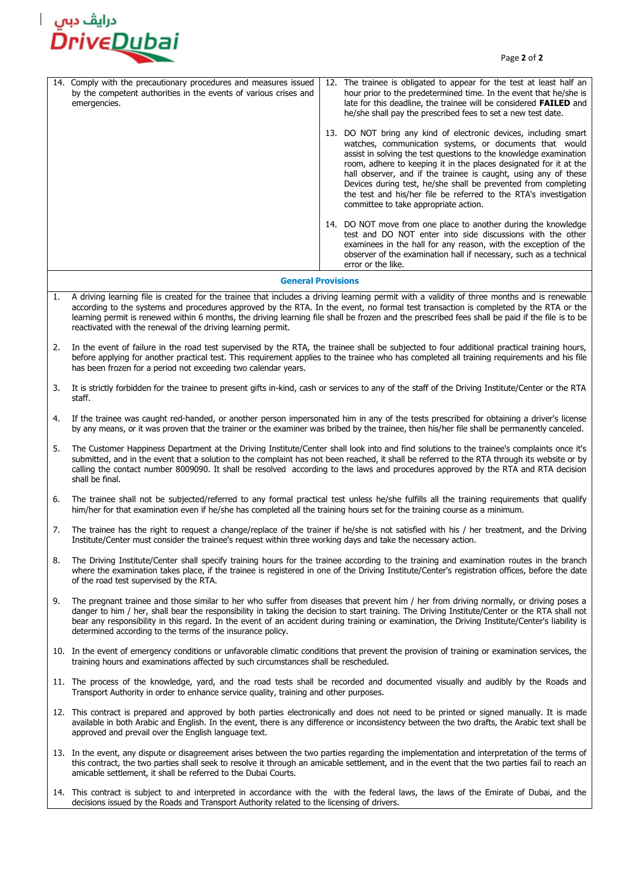| | |
|---|---|
| 14. Comply with the precautionary procedures and measures issued by the competent authorities in the events of various crises and emergencies. | 12. The trainee is obligated to appear for the test at least half an hour prior to the predetermined time. In the event that he/she is late for this deadline, the trainee will be considered **FAILED** and he/she shall pay the prescribed fees to set a new test date.<br><br>13. DO NOT bring any kind of electronic devices, including smart watches, communication systems, or documents that would assist in solving the test questions to the knowledge examination room, adhere to keeping it in the places designated for it at the hall observer, and if the trainee is caught, using any of these Devices during test, he/she shall be prevented from completing the test and his/her file be referred to the RTA's investigation committee to take appropriate action.<br><br>14. DO NOT move from one place to another during the knowledge test and DO NOT enter into side discussions with the other examinees in the hall for any reason, with the exception of the observer of the examination hall if necessary, such as a technical error or the like. |

## General Provisions

1. A driving learning file is created for the trainee that includes a driving learning permit with a validity of three months and is renewable according to the systems and procedures approved by the RTA. In the event, no formal test transaction is completed by the RTA or the learning permit is renewed within 6 months, the driving learning file shall be frozen and the prescribed fees shall be paid if the file is to be reactivated with the renewal of the driving learning permit.

2. In the event of failure in the road test supervised by the RTA, the trainee shall be subjected to four additional practical training hours, before applying for another practical test. This requirement applies to the trainee who has completed all training requirements and his file has been frozen for a period not exceeding two calendar years.

3. It is strictly forbidden for the trainee to present gifts in-kind, cash or services to any of the staff of the Driving Institute/Center or the RTA staff.

4. If the trainee was caught red-handed, or another person impersonated him in any of the tests prescribed for obtaining a driver's license by any means, or it was proven that the trainer or the examiner was bribed by the trainee, then his/her file shall be permanently canceled.

5. The Customer Happiness Department at the Driving Institute/Center shall look into and find solutions to the trainee's complaints once it's submitted, and in the event that a solution to the complaint has not been reached, it shall be referred to the RTA through its website or by calling the contact number 8009090. It shall be resolved according to the laws and procedures approved by the RTA and RTA decision shall be final.

6. The trainee shall not be subjected/referred to any formal practical test unless he/she fulfills all the training requirements that qualify him/her for that examination even if he/she has completed all the training hours set for the training course as a minimum.

7. The trainee has the right to request a change/replace of the trainer if he/she is not satisfied with his / her treatment, and the Driving Institute/Center must consider the trainee's request within three working days and take the necessary action.

8. The Driving Institute/Center shall specify training hours for the trainee according to the training and examination routes in the branch where the examination takes place, if the trainee is registered in one of the Driving Institute/Center's registration offices, before the date of the road test supervised by the RTA.

9. The pregnant trainee and those similar to her who suffer from diseases that prevent him / her from driving normally, or driving poses a danger to him / her, shall bear the responsibility in taking the decision to start training. The Driving Institute/Center or the RTA shall not bear any responsibility in this regard. In the event of an accident during training or examination, the Driving Institute/Center's liability is determined according to the terms of the insurance policy.

10. In the event of emergency conditions or unfavorable climatic conditions that prevent the provision of training or examination services, the training hours and examinations affected by such circumstances shall be rescheduled.

11. The process of the knowledge, yard, and the road tests shall be recorded and documented visually and audibly by the Roads and Transport Authority in order to enhance service quality, training and other purposes.

12. This contract is prepared and approved by both parties electronically and does not need to be printed or signed manually. It is made available in both Arabic and English. In the event, there is any difference or inconsistency between the two drafts, the Arabic text shall be approved and prevail over the English language text.

13. In the event, any dispute or disagreement arises between the two parties regarding the implementation and interpretation of the terms of this contract, the two parties shall seek to resolve it through an amicable settlement, and in the event that the two parties fail to reach an amicable settlement, it shall be referred to the Dubai Courts.

14. This contract is subject to and interpreted in accordance with the with the federal laws, the laws of the Emirate of Dubai, and the decisions issued by the Roads and Transport Authority related to the licensing of drivers.